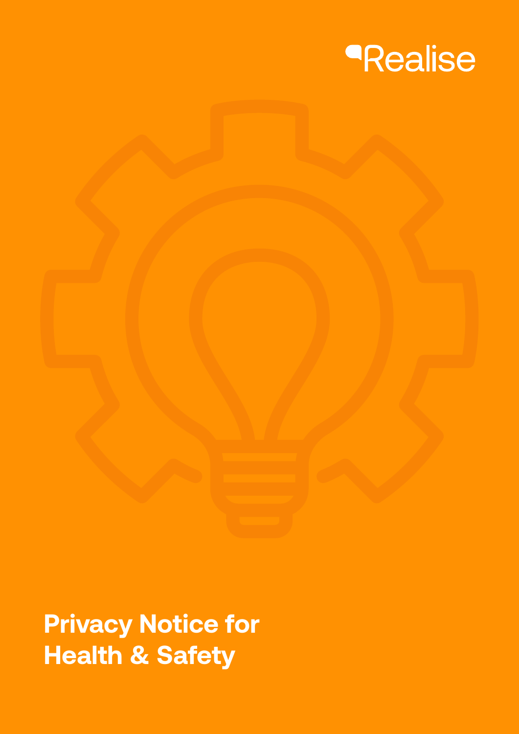Realise

# Privacy Notice for Health & Safety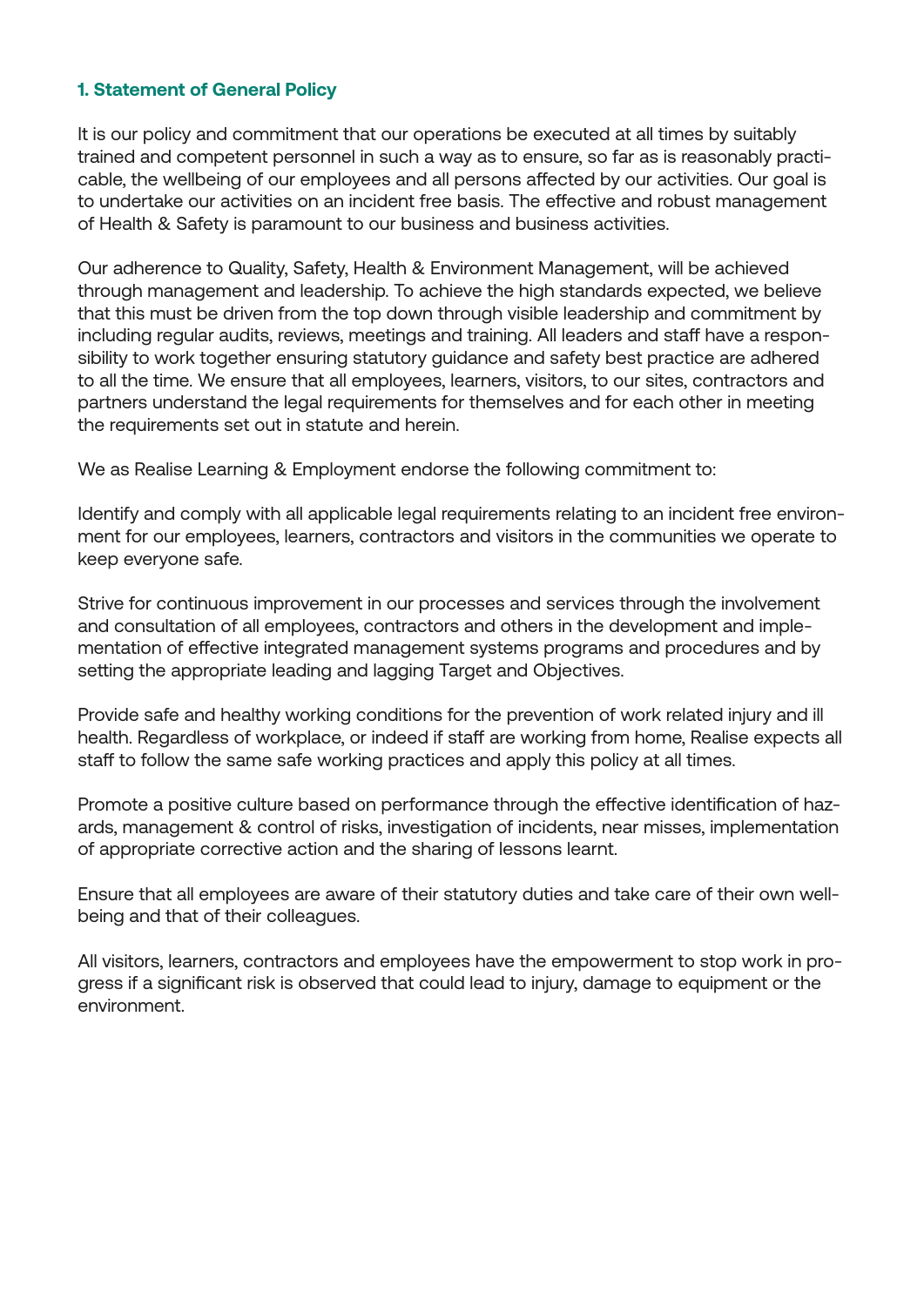## 1. Statement of General Policy

It is our policy and commitment that our operations be executed at all times by suitably trained and competent personnel in such a way as to ensure, so far as is reasonably practicable, the wellbeing of our employees and all persons affected by our activities. Our goal is to undertake our activities on an incident free basis. The effective and robust management of Health & Safety is paramount to our business and business activities.

Our adherence to Quality, Safety, Health & Environment Management, will be achieved through management and leadership. To achieve the high standards expected, we believe that this must be driven from the top down through visible leadership and commitment by including regular audits, reviews, meetings and training. All leaders and staff have a responsibility to work together ensuring statutory guidance and safety best practice are adhered to all the time. We ensure that all employees, learners, visitors, to our sites, contractors and partners understand the legal requirements for themselves and for each other in meeting the requirements set out in statute and herein.

We as Realise Learning & Employment endorse the following commitment to:

Identify and comply with all applicable legal requirements relating to an incident free environment for our employees, learners, contractors and visitors in the communities we operate to keep everyone safe.

Strive for continuous improvement in our processes and services through the involvement and consultation of all employees, contractors and others in the development and implementation of effective integrated management systems programs and procedures and by setting the appropriate leading and lagging Target and Objectives.

Provide safe and healthy working conditions for the prevention of work related injury and ill health. Regardless of workplace, or indeed if staff are working from home, Realise expects all staff to follow the same safe working practices and apply this policy at all times.

Promote a positive culture based on performance through the effective identification of hazards, management & control of risks, investigation of incidents, near misses, implementation of appropriate corrective action and the sharing of lessons learnt.

Ensure that all employees are aware of their statutory duties and take care of their own wellbeing and that of their colleagues.

All visitors, learners, contractors and employees have the empowerment to stop work in progress if a significant risk is observed that could lead to injury, damage to equipment or the environment.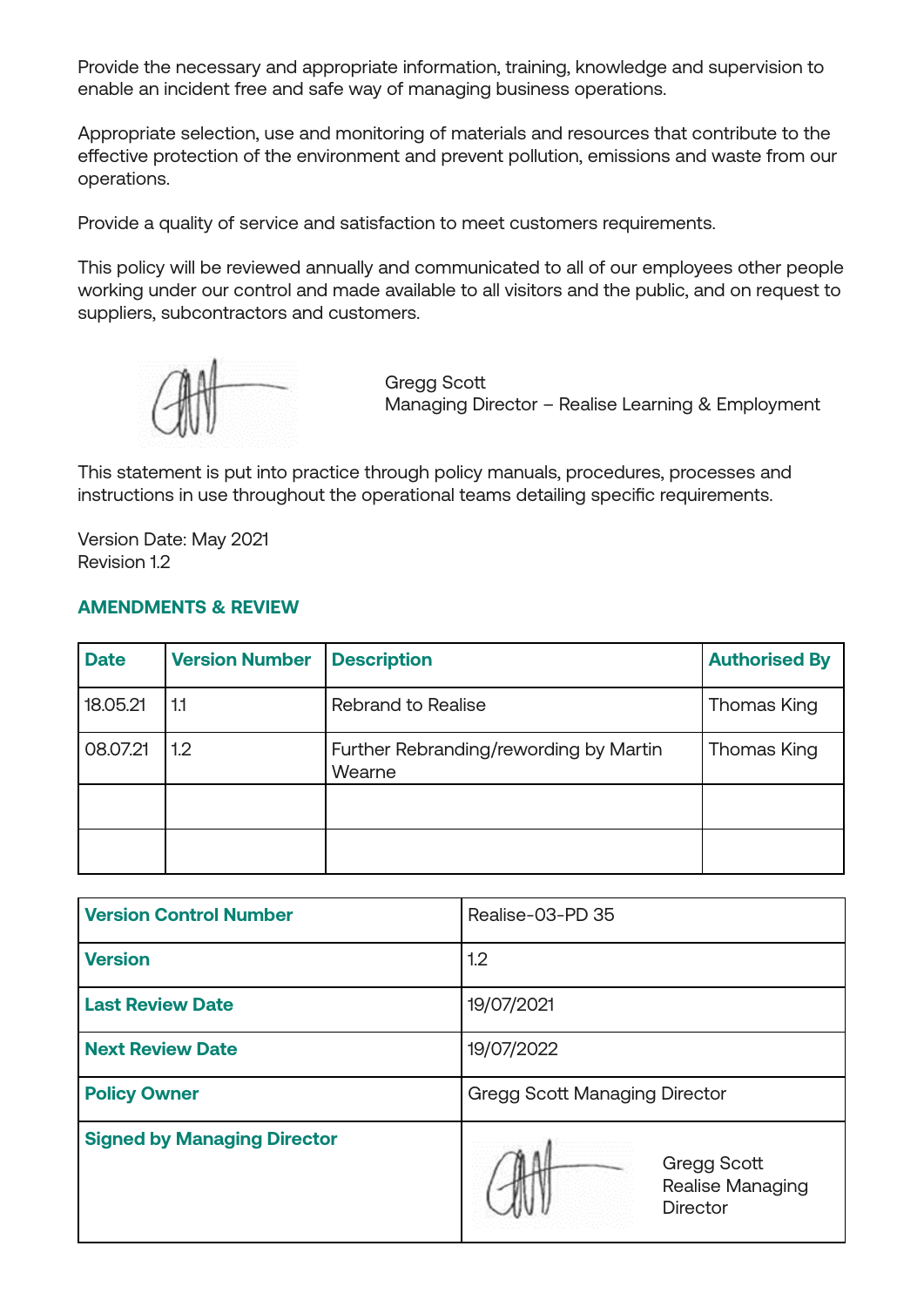Provide the necessary and appropriate information, training, knowledge and supervision to enable an incident free and safe way of managing business operations.

Appropriate selection, use and monitoring of materials and resources that contribute to the effective protection of the environment and prevent pollution, emissions and waste from our operations.

Provide a quality of service and satisfaction to meet customers requirements.

This policy will be reviewed annually and communicated to all of our employees other people working under our control and made available to all visitors and the public, and on request to suppliers, subcontractors and customers.

Gregg Scott
Managing Director – Realise Learning & Employment

This statement is put into practice through policy manuals, procedures, processes and instructions in use throughout the operational teams detailing specific requirements.

Version Date: May 2021
Revision 1.2

## AMENDMENTS & REVIEW

| Date | Version Number | Description | Authorised By |
|---|---|---|---|
| 18.05.21 | 1.1 | Rebrand to Realise | Thomas King |
| 08.07.21 | 1.2 | Further Rebranding/rewording by Martin Wearne | Thomas King |
| | | | |
| | | | |

| | |
|---|---|
| **Version Control Number** | Realise-03-PD 35 |
| **Version** | 1.2 |
| **Last Review Date** | 19/07/2021 |
| **Next Review Date** | 19/07/2022 |
| **Policy Owner** | Gregg Scott Managing Director |
| **Signed by Managing Director** | Gregg Scott Realise Managing Director |